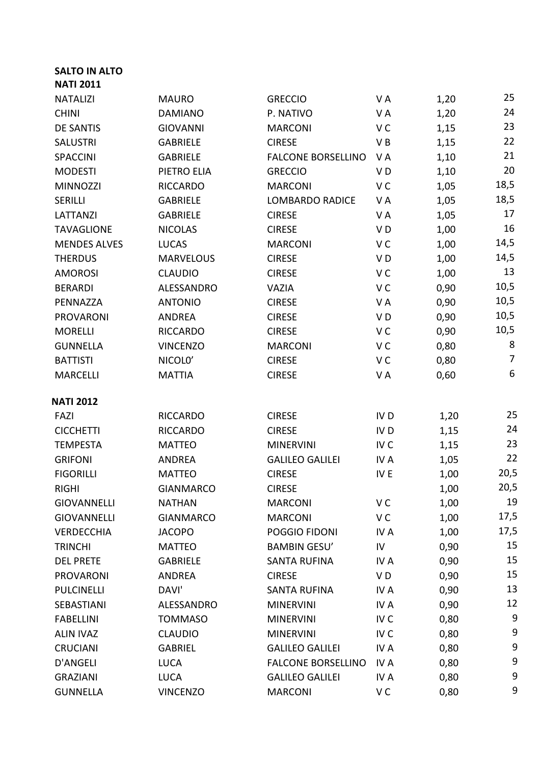**SALTO IN ALTO**

**NATI 2011**

| | | | | | |
|---|---|---|---|---|---|
| NATALIZI | MAURO | GRECCIO | V A | 1,20 | 25 |
| CHINI | DAMIANO | P. NATIVO | V A | 1,20 | 24 |
| DE SANTIS | GIOVANNI | MARCONI | V C | 1,15 | 23 |
| SALUSTRI | GABRIELE | CIRESE | V B | 1,15 | 22 |
| SPACCINI | GABRIELE | FALCONE BORSELLINO | V A | 1,10 | 21 |
| MODESTI | PIETRO ELIA | GRECCIO | V D | 1,10 | 20 |
| MINNOZZI | RICCARDO | MARCONI | V C | 1,05 | 18,5 |
| SERILLI | GABRIELE | LOMBARDO RADICE | V A | 1,05 | 18,5 |
| LATTANZI | GABRIELE | CIRESE | V A | 1,05 | 17 |
| TAVAGLIONE | NICOLAS | CIRESE | V D | 1,00 | 16 |
| MENDES ALVES | LUCAS | MARCONI | V C | 1,00 | 14,5 |
| THERDUS | MARVELOUS | CIRESE | V D | 1,00 | 14,5 |
| AMOROSI | CLAUDIO | CIRESE | V C | 1,00 | 13 |
| BERARDI | ALESSANDRO | VAZIA | V C | 0,90 | 10,5 |
| PENNAZZA | ANTONIO | CIRESE | V A | 0,90 | 10,5 |
| PROVARONI | ANDREA | CIRESE | V D | 0,90 | 10,5 |
| MORELLI | RICCARDO | CIRESE | V C | 0,90 | 10,5 |
| GUNNELLA | VINCENZO | MARCONI | V C | 0,80 | 8 |
| BATTISTI | NICOLO' | CIRESE | V C | 0,80 | 7 |
| MARCELLI | MATTIA | CIRESE | V A | 0,60 | 6 |

**NATI 2012**

| | | | | | |
|---|---|---|---|---|---|
| FAZI | RICCARDO | CIRESE | IV D | 1,20 | 25 |
| CICCHETTI | RICCARDO | CIRESE | IV D | 1,15 | 24 |
| TEMPESTA | MATTEO | MINERVINI | IV C | 1,15 | 23 |
| GRIFONI | ANDREA | GALILEO GALILEI | IV A | 1,05 | 22 |
| FIGORILLI | MATTEO | CIRESE | IV E | 1,00 | 20,5 |
| RIGHI | GIANMARCO | CIRESE | | 1,00 | 20,5 |
| GIOVANNELLI | NATHAN | MARCONI | V C | 1,00 | 19 |
| GIOVANNELLI | GIANMARCO | MARCONI | V C | 1,00 | 17,5 |
| VERDECCHIA | JACOPO | POGGIO FIDONI | IV A | 1,00 | 17,5 |
| TRINCHI | MATTEO | BAMBIN GESU' | IV | 0,90 | 15 |
| DEL PRETE | GABRIELE | SANTA RUFINA | IV A | 0,90 | 15 |
| PROVARONI | ANDREA | CIRESE | V D | 0,90 | 15 |
| PULCINELLI | DAVI' | SANTA RUFINA | IV A | 0,90 | 13 |
| SEBASTIANI | ALESSANDRO | MINERVINI | IV A | 0,90 | 12 |
| FABELLINI | TOMMASO | MINERVINI | IV C | 0,80 | 9 |
| ALIN IVAZ | CLAUDIO | MINERVINI | IV C | 0,80 | 9 |
| CRUCIANI | GABRIEL | GALILEO GALILEI | IV A | 0,80 | 9 |
| D'ANGELI | LUCA | FALCONE BORSELLINO | IV A | 0,80 | 9 |
| GRAZIANI | LUCA | GALILEO GALILEI | IV A | 0,80 | 9 |
| GUNNELLA | VINCENZO | MARCONI | V C | 0,80 | 9 |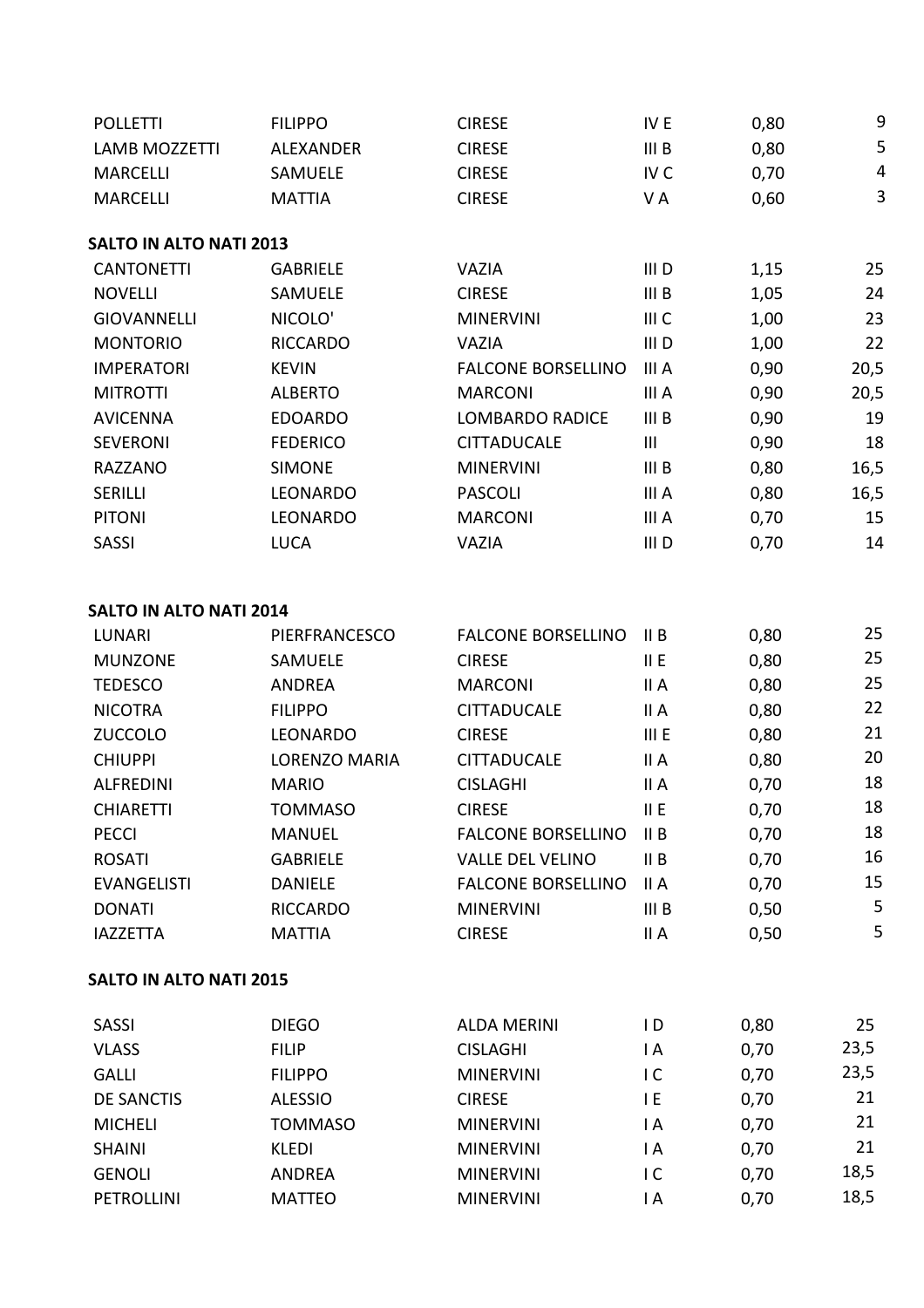| | | | | | |
|---|---|---|---|---|---|
| POLLETTI | FILIPPO | CIRESE | IV E | 0,80 | 9 |
| LAMB MOZZETTI | ALEXANDER | CIRESE | III B | 0,80 | 5 |
| MARCELLI | SAMUELE | CIRESE | IV C | 0,70 | 4 |
| MARCELLI | MATTIA | CIRESE | V A | 0,60 | 3 |

**SALTO IN ALTO NATI 2013**

| | | | | | |
|---|---|---|---|---|---|
| CANTONETTI | GABRIELE | VAZIA | III D | 1,15 | 25 |
| NOVELLI | SAMUELE | CIRESE | III B | 1,05 | 24 |
| GIOVANNELLI | NICOLO' | MINERVINI | III C | 1,00 | 23 |
| MONTORIO | RICCARDO | VAZIA | III D | 1,00 | 22 |
| IMPERATORI | KEVIN | FALCONE BORSELLINO | III A | 0,90 | 20,5 |
| MITROTTI | ALBERTO | MARCONI | III A | 0,90 | 20,5 |
| AVICENNA | EDOARDO | LOMBARDO RADICE | III B | 0,90 | 19 |
| SEVERONI | FEDERICO | CITTADUCALE | III | 0,90 | 18 |
| RAZZANO | SIMONE | MINERVINI | III B | 0,80 | 16,5 |
| SERILLI | LEONARDO | PASCOLI | III A | 0,80 | 16,5 |
| PITONI | LEONARDO | MARCONI | III A | 0,70 | 15 |
| SASSI | LUCA | VAZIA | III D | 0,70 | 14 |

**SALTO IN ALTO NATI 2014**

| | | | | | |
|---|---|---|---|---|---|
| LUNARI | PIERFRANCESCO | FALCONE BORSELLINO | II B | 0,80 | 25 |
| MUNZONE | SAMUELE | CIRESE | II E | 0,80 | 25 |
| TEDESCO | ANDREA | MARCONI | II A | 0,80 | 25 |
| NICOTRA | FILIPPO | CITTADUCALE | II A | 0,80 | 22 |
| ZUCCOLO | LEONARDO | CIRESE | III E | 0,80 | 21 |
| CHIUPPI | LORENZO MARIA | CITTADUCALE | II A | 0,80 | 20 |
| ALFREDINI | MARIO | CISLAGHI | II A | 0,70 | 18 |
| CHIARETTI | TOMMASO | CIRESE | II E | 0,70 | 18 |
| PECCI | MANUEL | FALCONE BORSELLINO | II B | 0,70 | 18 |
| ROSATI | GABRIELE | VALLE DEL VELINO | II B | 0,70 | 16 |
| EVANGELISTI | DANIELE | FALCONE BORSELLINO | II A | 0,70 | 15 |
| DONATI | RICCARDO | MINERVINI | III B | 0,50 | 5 |
| IAZZETTA | MATTIA | CIRESE | II A | 0,50 | 5 |

**SALTO IN ALTO NATI 2015**

| | | | | | |
|---|---|---|---|---|---|
| SASSI | DIEGO | ALDA MERINI | I D | 0,80 | 25 |
| VLASS | FILIP | CISLAGHI | I A | 0,70 | 23,5 |
| GALLI | FILIPPO | MINERVINI | I C | 0,70 | 23,5 |
| DE SANCTIS | ALESSIO | CIRESE | I E | 0,70 | 21 |
| MICHELI | TOMMASO | MINERVINI | I A | 0,70 | 21 |
| SHAINI | KLEDI | MINERVINI | I A | 0,70 | 21 |
| GENOLI | ANDREA | MINERVINI | I C | 0,70 | 18,5 |
| PETROLLINI | MATTEO | MINERVINI | I A | 0,70 | 18,5 |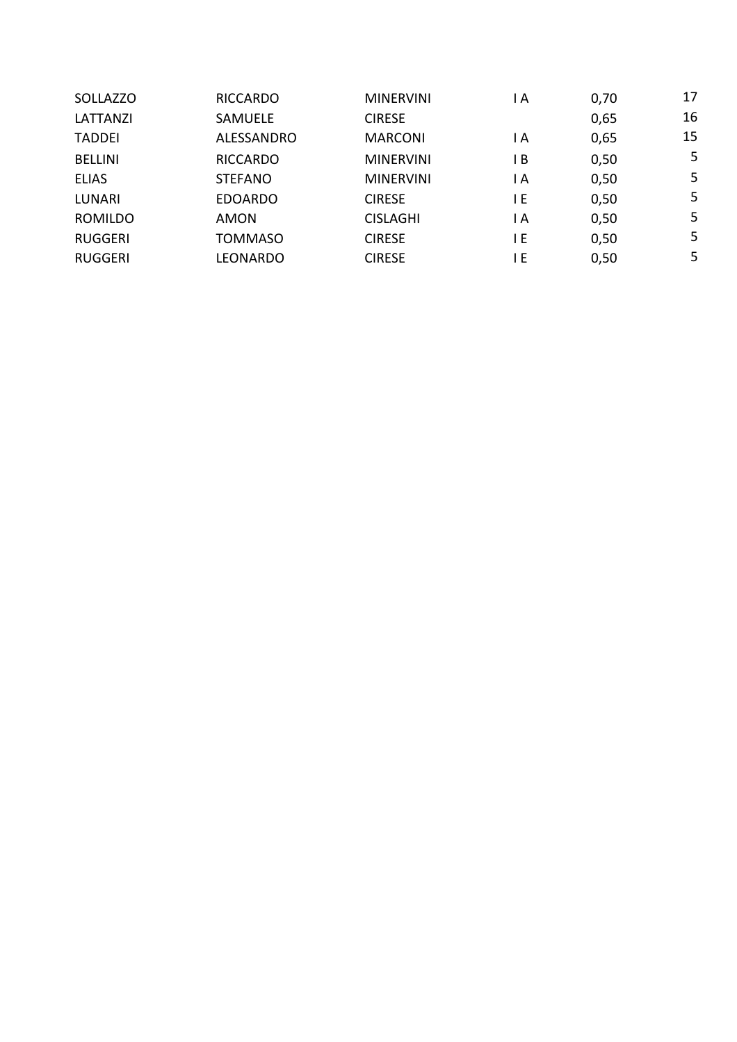| | | | | | |
|---|---|---|---|---|---|
| SOLLAZZO | RICCARDO | MINERVINI | I A | 0,70 | 17 |
| LATTANZI | SAMUELE | CIRESE | | 0,65 | 16 |
| TADDEI | ALESSANDRO | MARCONI | I A | 0,65 | 15 |
| BELLINI | RICCARDO | MINERVINI | I B | 0,50 | 5 |
| ELIAS | STEFANO | MINERVINI | I A | 0,50 | 5 |
| LUNARI | EDOARDO | CIRESE | I E | 0,50 | 5 |
| ROMILDO | AMON | CISLAGHI | I A | 0,50 | 5 |
| RUGGERI | TOMMASO | CIRESE | I E | 0,50 | 5 |
| RUGGERI | LEONARDO | CIRESE | I E | 0,50 | 5 |